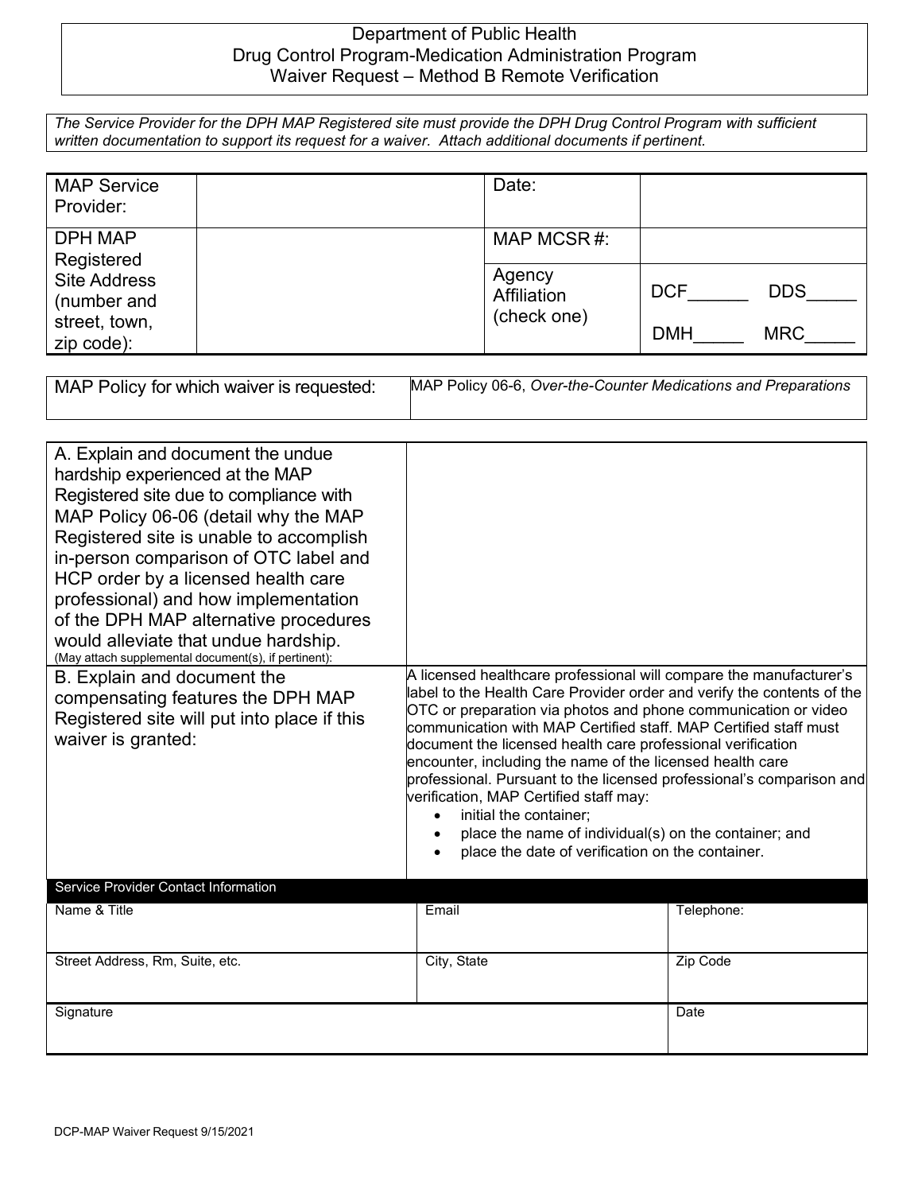# Department of Public Health
## Drug Control Program-Medication Administration Program
## Waiver Request – Method B Remote Verification

*The Service Provider for the DPH MAP Registered site must provide the DPH Drug Control Program with sufficient written documentation to support its request for a waiver. Attach additional documents if pertinent.*

| | | | |
|---|---|---|---|
| MAP Service Provider: | | Date: | |
| DPH MAP Registered Site Address (number and street, town, zip code): | | MAP MCSR #: | |
| | | Agency Affiliation (check one) | DCF\_\_\_\_\_\_ DDS\_\_\_\_\_ DMH\_\_\_\_\_ MRC\_\_\_\_\_ |

| | |
|---|---|
| MAP Policy for which waiver is requested: | MAP Policy 06-6, *Over-the-Counter Medications and Preparations* |

| | |
|---|---|
| A. Explain and document the undue hardship experienced at the MAP Registered site due to compliance with MAP Policy 06-06 (detail why the MAP Registered site is unable to accomplish in-person comparison of OTC label and HCP order by a licensed health care professional) and how implementation of the DPH MAP alternative procedures would alleviate that undue hardship. (May attach supplemental document(s), if pertinent): | |
| B. Explain and document the compensating features the DPH MAP Registered site will put into place if this waiver is granted: | A licensed healthcare professional will compare the manufacturer's label to the Health Care Provider order and verify the contents of the OTC or preparation via photos and phone communication or video communication with MAP Certified staff. MAP Certified staff must document the licensed health care professional verification encounter, including the name of the licensed health care professional. Pursuant to the licensed professional's comparison and verification, MAP Certified staff may: <br>• initial the container; <br>• place the name of individual(s) on the container; and <br>• place the date of verification on the container. |

| Service Provider Contact Information | | |
|---|---|---|
| Name & Title | Email | Telephone: |
| Street Address, Rm, Suite, etc. | City, State | Zip Code |
| Signature | | Date |

DCP-MAP Waiver Request 9/15/2021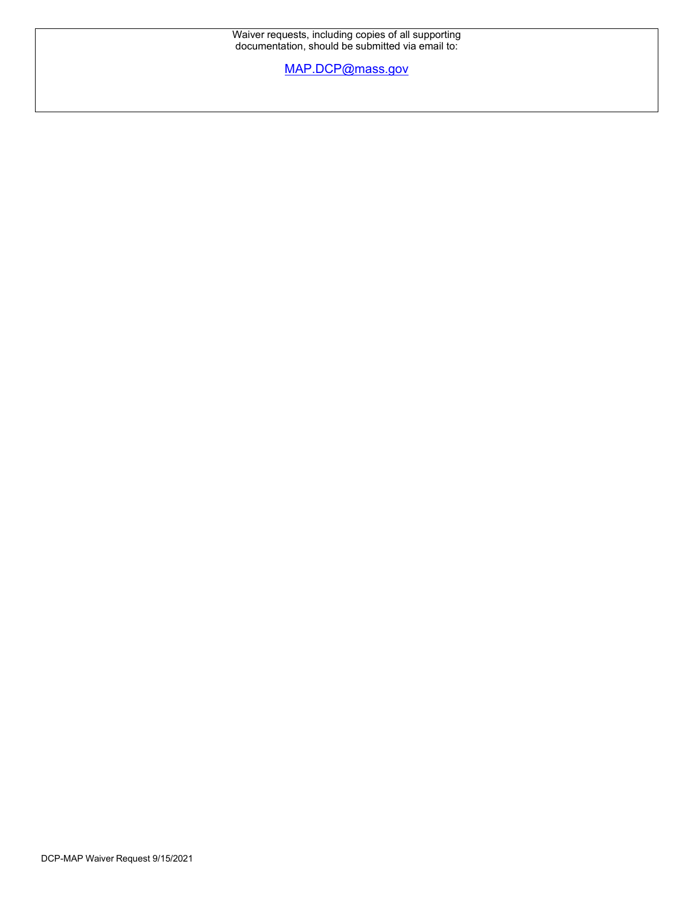Waiver requests, including copies of all supporting documentation, should be submitted via email to:

MAP.DCP@mass.gov